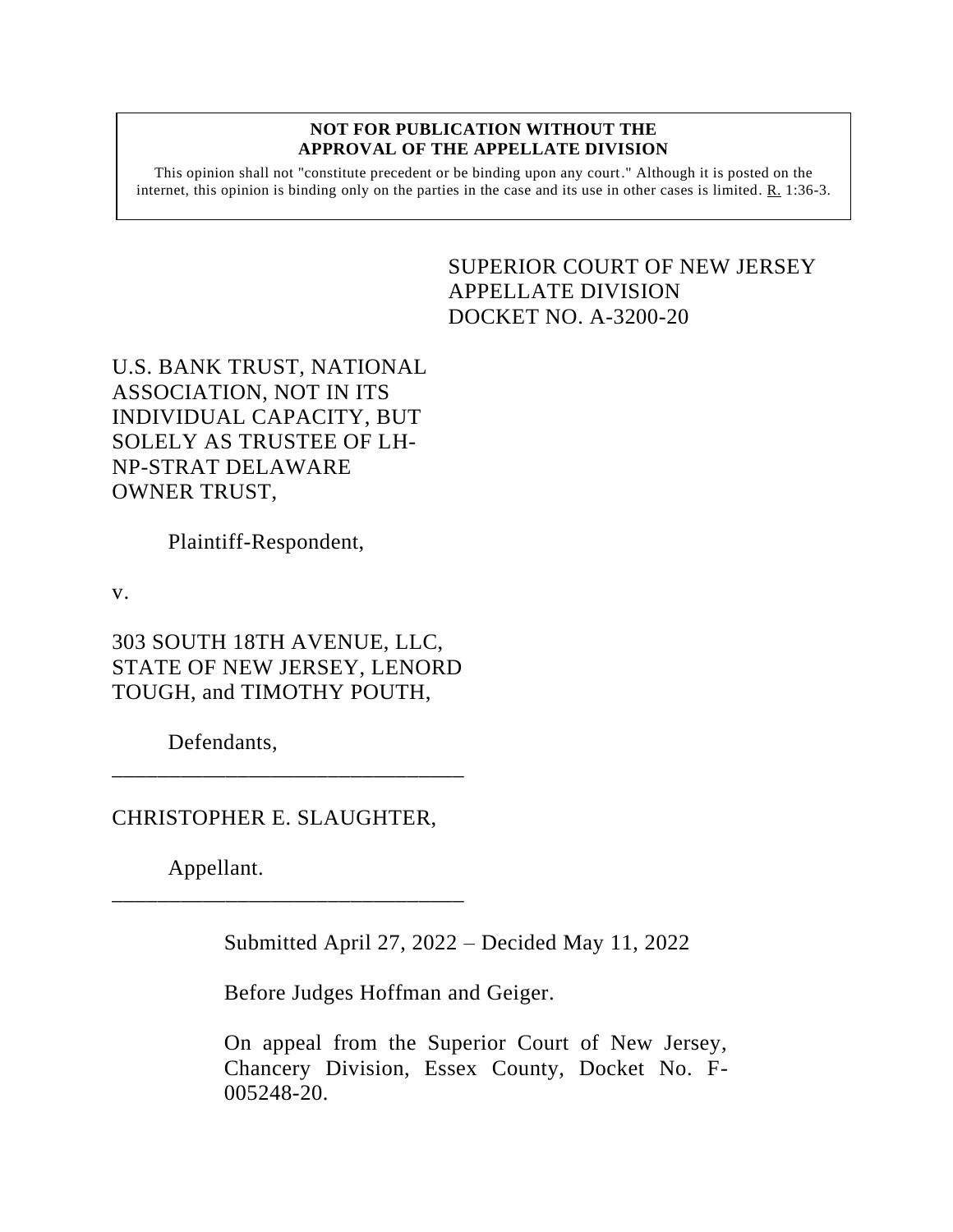**NOT FOR PUBLICATION WITHOUT THE APPROVAL OF THE APPELLATE DIVISION**

This opinion shall not "constitute precedent or be binding upon any court." Although it is posted on the internet, this opinion is binding only on the parties in the case and its use in other cases is limited. R. 1:36-3.

SUPERIOR COURT OF NEW JERSEY
APPELLATE DIVISION
DOCKET NO. A-3200-20

U.S. BANK TRUST, NATIONAL ASSOCIATION, NOT IN ITS INDIVIDUAL CAPACITY, BUT SOLELY AS TRUSTEE OF LH-NP-STRAT DELAWARE OWNER TRUST,

Plaintiff-Respondent,

v.

303 SOUTH 18TH AVENUE, LLC, STATE OF NEW JERSEY, LENORD TOUGH, and TIMOTHY POUTH,

Defendants,

_______________________________

CHRISTOPHER E. SLAUGHTER,

Appellant.

_______________________________

Submitted April 27, 2022 – Decided May 11, 2022

Before Judges Hoffman and Geiger.

On appeal from the Superior Court of New Jersey, Chancery Division, Essex County, Docket No. F-005248-20.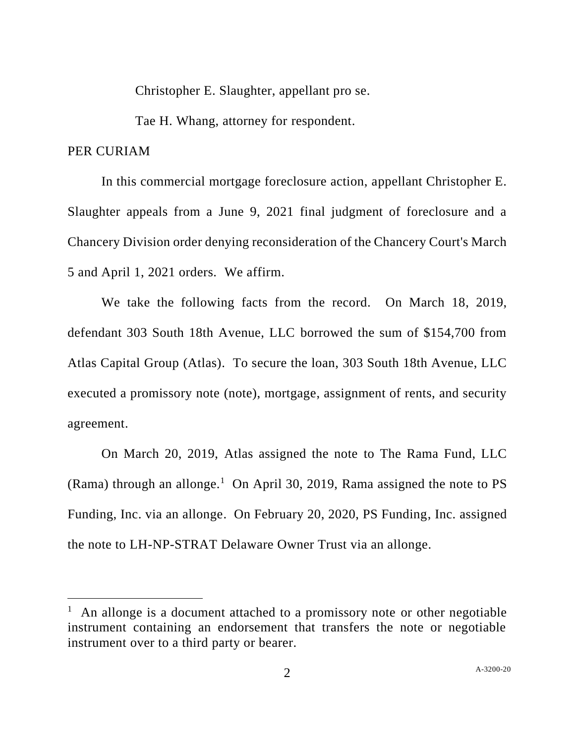Christopher E. Slaughter, appellant pro se.

Tae H. Whang, attorney for respondent.

PER CURIAM

In this commercial mortgage foreclosure action, appellant Christopher E. Slaughter appeals from a June 9, 2021 final judgment of foreclosure and a Chancery Division order denying reconsideration of the Chancery Court's March 5 and April 1, 2021 orders. We affirm.

We take the following facts from the record. On March 18, 2019, defendant 303 South 18th Avenue, LLC borrowed the sum of $154,700 from Atlas Capital Group (Atlas). To secure the loan, 303 South 18th Avenue, LLC executed a promissory note (note), mortgage, assignment of rents, and security agreement.

On March 20, 2019, Atlas assigned the note to The Rama Fund, LLC (Rama) through an allonge.[1] On April 30, 2019, Rama assigned the note to PS Funding, Inc. via an allonge. On February 20, 2020, PS Funding, Inc. assigned the note to LH-NP-STRAT Delaware Owner Trust via an allonge.

---

[1] An allonge is a document attached to a promissory note or other negotiable instrument containing an endorsement that transfers the note or negotiable instrument over to a third party or bearer.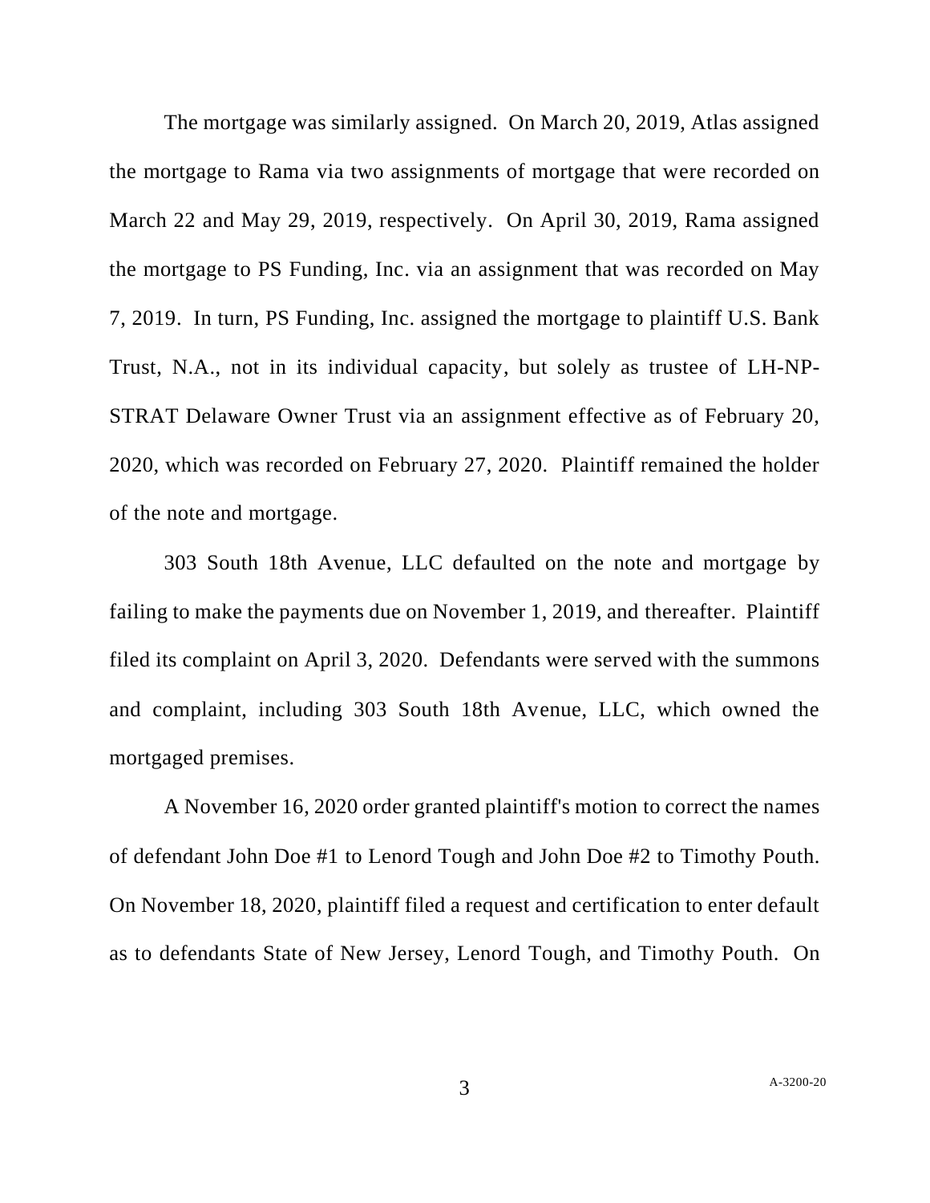The mortgage was similarly assigned. On March 20, 2019, Atlas assigned the mortgage to Rama via two assignments of mortgage that were recorded on March 22 and May 29, 2019, respectively. On April 30, 2019, Rama assigned the mortgage to PS Funding, Inc. via an assignment that was recorded on May 7, 2019. In turn, PS Funding, Inc. assigned the mortgage to plaintiff U.S. Bank Trust, N.A., not in its individual capacity, but solely as trustee of LH-NP-STRAT Delaware Owner Trust via an assignment effective as of February 20, 2020, which was recorded on February 27, 2020. Plaintiff remained the holder of the note and mortgage.

303 South 18th Avenue, LLC defaulted on the note and mortgage by failing to make the payments due on November 1, 2019, and thereafter. Plaintiff filed its complaint on April 3, 2020. Defendants were served with the summons and complaint, including 303 South 18th Avenue, LLC, which owned the mortgaged premises.

A November 16, 2020 order granted plaintiff's motion to correct the names of defendant John Doe #1 to Lenord Tough and John Doe #2 to Timothy Pouth. On November 18, 2020, plaintiff filed a request and certification to enter default as to defendants State of New Jersey, Lenord Tough, and Timothy Pouth. On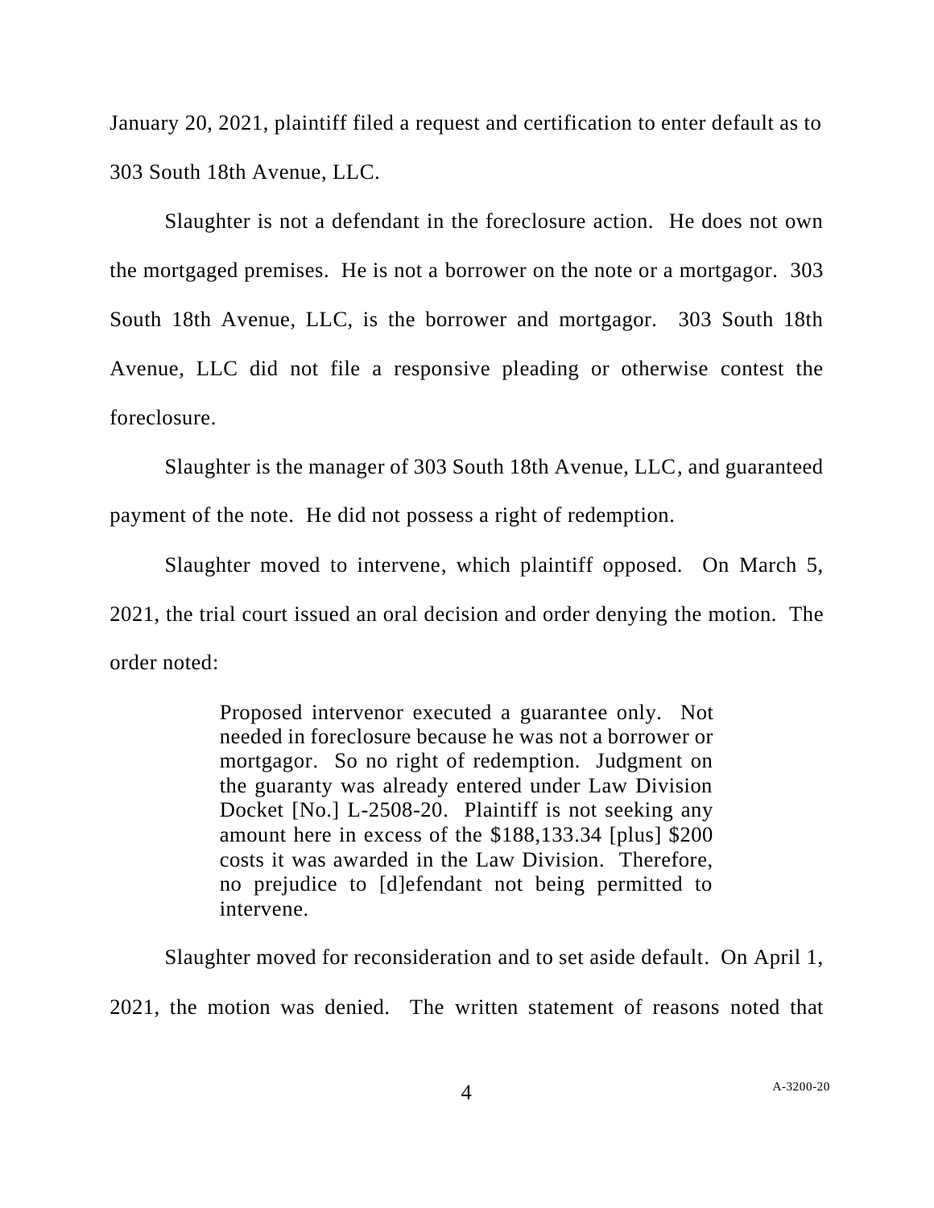January 20, 2021, plaintiff filed a request and certification to enter default as to 303 South 18th Avenue, LLC.

Slaughter is not a defendant in the foreclosure action. He does not own the mortgaged premises. He is not a borrower on the note or a mortgagor. 303 South 18th Avenue, LLC, is the borrower and mortgagor. 303 South 18th Avenue, LLC did not file a responsive pleading or otherwise contest the foreclosure.

Slaughter is the manager of 303 South 18th Avenue, LLC, and guaranteed payment of the note. He did not possess a right of redemption.

Slaughter moved to intervene, which plaintiff opposed. On March 5, 2021, the trial court issued an oral decision and order denying the motion. The order noted:

> Proposed intervenor executed a guarantee only. Not needed in foreclosure because he was not a borrower or mortgagor. So no right of redemption. Judgment on the guaranty was already entered under Law Division Docket [No.] L-2508-20. Plaintiff is not seeking any amount here in excess of the $188,133.34 [plus] $200 costs it was awarded in the Law Division. Therefore, no prejudice to [d]efendant not being permitted to intervene.

Slaughter moved for reconsideration and to set aside default. On April 1, 2021, the motion was denied. The written statement of reasons noted that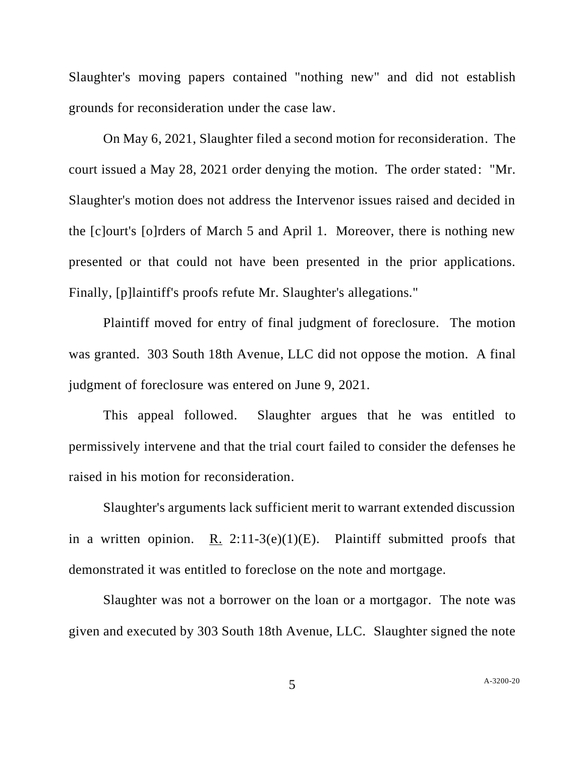Slaughter's moving papers contained "nothing new" and did not establish grounds for reconsideration under the case law.

On May 6, 2021, Slaughter filed a second motion for reconsideration. The court issued a May 28, 2021 order denying the motion. The order stated: "Mr. Slaughter's motion does not address the Intervenor issues raised and decided in the [c]ourt's [o]rders of March 5 and April 1. Moreover, there is nothing new presented or that could not have been presented in the prior applications. Finally, [p]laintiff's proofs refute Mr. Slaughter's allegations."

Plaintiff moved for entry of final judgment of foreclosure. The motion was granted. 303 South 18th Avenue, LLC did not oppose the motion. A final judgment of foreclosure was entered on June 9, 2021.

This appeal followed. Slaughter argues that he was entitled to permissively intervene and that the trial court failed to consider the defenses he raised in his motion for reconsideration.

Slaughter's arguments lack sufficient merit to warrant extended discussion in a written opinion. R. 2:11-3(e)(1)(E). Plaintiff submitted proofs that demonstrated it was entitled to foreclose on the note and mortgage.

Slaughter was not a borrower on the loan or a mortgagor. The note was given and executed by 303 South 18th Avenue, LLC. Slaughter signed the note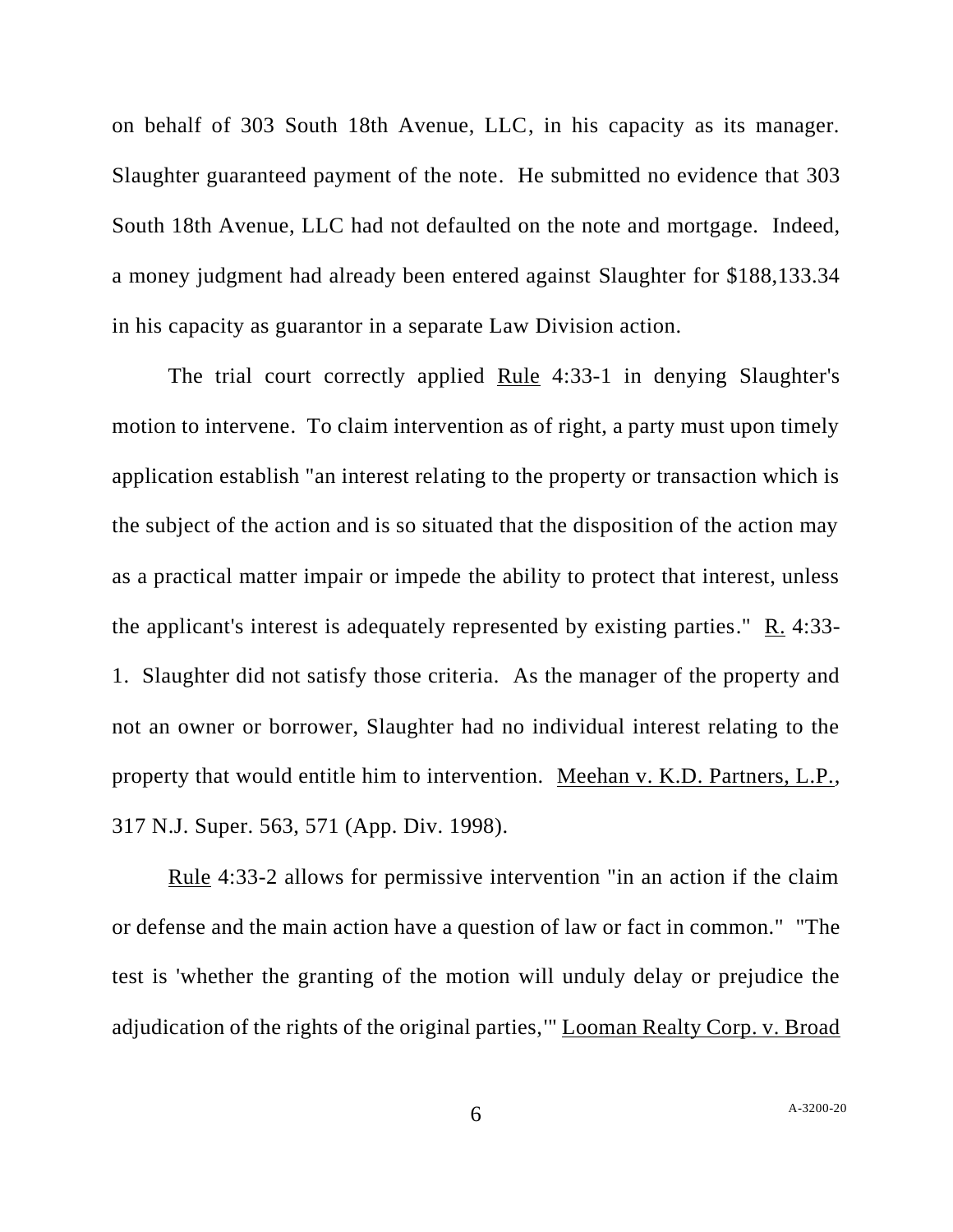on behalf of 303 South 18th Avenue, LLC, in his capacity as its manager. Slaughter guaranteed payment of the note. He submitted no evidence that 303 South 18th Avenue, LLC had not defaulted on the note and mortgage. Indeed, a money judgment had already been entered against Slaughter for $188,133.34 in his capacity as guarantor in a separate Law Division action.

The trial court correctly applied Rule 4:33-1 in denying Slaughter's motion to intervene. To claim intervention as of right, a party must upon timely application establish "an interest relating to the property or transaction which is the subject of the action and is so situated that the disposition of the action may as a practical matter impair or impede the ability to protect that interest, unless the applicant's interest is adequately represented by existing parties." R. 4:33-1. Slaughter did not satisfy those criteria. As the manager of the property and not an owner or borrower, Slaughter had no individual interest relating to the property that would entitle him to intervention. Meehan v. K.D. Partners, L.P., 317 N.J. Super. 563, 571 (App. Div. 1998).

Rule 4:33-2 allows for permissive intervention "in an action if the claim or defense and the main action have a question of law or fact in common." "The test is 'whether the granting of the motion will unduly delay or prejudice the adjudication of the rights of the original parties,'" Looman Realty Corp. v. Broad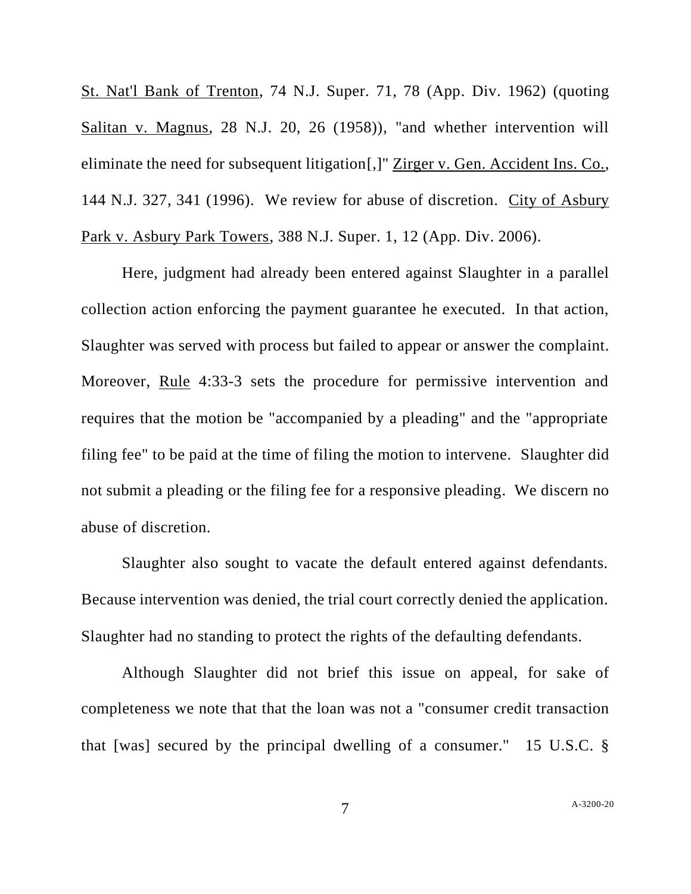St. Nat'l Bank of Trenton, 74 N.J. Super. 71, 78 (App. Div. 1962) (quoting Salitan v. Magnus, 28 N.J. 20, 26 (1958)), "and whether intervention will eliminate the need for subsequent litigation[,]" Zirger v. Gen. Accident Ins. Co., 144 N.J. 327, 341 (1996). We review for abuse of discretion. City of Asbury Park v. Asbury Park Towers, 388 N.J. Super. 1, 12 (App. Div. 2006).

Here, judgment had already been entered against Slaughter in a parallel collection action enforcing the payment guarantee he executed. In that action, Slaughter was served with process but failed to appear or answer the complaint. Moreover, Rule 4:33-3 sets the procedure for permissive intervention and requires that the motion be "accompanied by a pleading" and the "appropriate filing fee" to be paid at the time of filing the motion to intervene. Slaughter did not submit a pleading or the filing fee for a responsive pleading. We discern no abuse of discretion.

Slaughter also sought to vacate the default entered against defendants. Because intervention was denied, the trial court correctly denied the application. Slaughter had no standing to protect the rights of the defaulting defendants.

Although Slaughter did not brief this issue on appeal, for sake of completeness we note that that the loan was not a "consumer credit transaction that [was] secured by the principal dwelling of a consumer." 15 U.S.C. §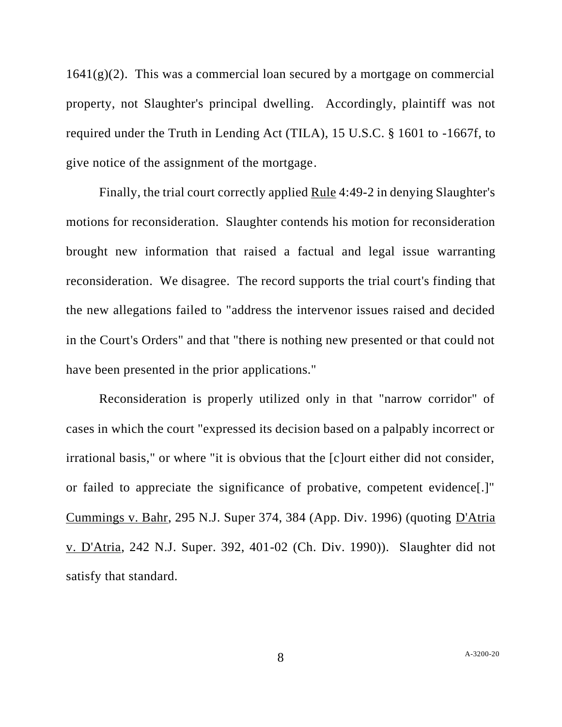1641(g)(2). This was a commercial loan secured by a mortgage on commercial property, not Slaughter's principal dwelling. Accordingly, plaintiff was not required under the Truth in Lending Act (TILA), 15 U.S.C. § 1601 to -1667f, to give notice of the assignment of the mortgage.

Finally, the trial court correctly applied Rule 4:49-2 in denying Slaughter's motions for reconsideration. Slaughter contends his motion for reconsideration brought new information that raised a factual and legal issue warranting reconsideration. We disagree. The record supports the trial court's finding that the new allegations failed to "address the intervenor issues raised and decided in the Court's Orders" and that "there is nothing new presented or that could not have been presented in the prior applications."

Reconsideration is properly utilized only in that "narrow corridor" of cases in which the court "expressed its decision based on a palpably incorrect or irrational basis," or where "it is obvious that the [c]ourt either did not consider, or failed to appreciate the significance of probative, competent evidence[.]" Cummings v. Bahr, 295 N.J. Super 374, 384 (App. Div. 1996) (quoting D'Atria v. D'Atria, 242 N.J. Super. 392, 401-02 (Ch. Div. 1990)). Slaughter did not satisfy that standard.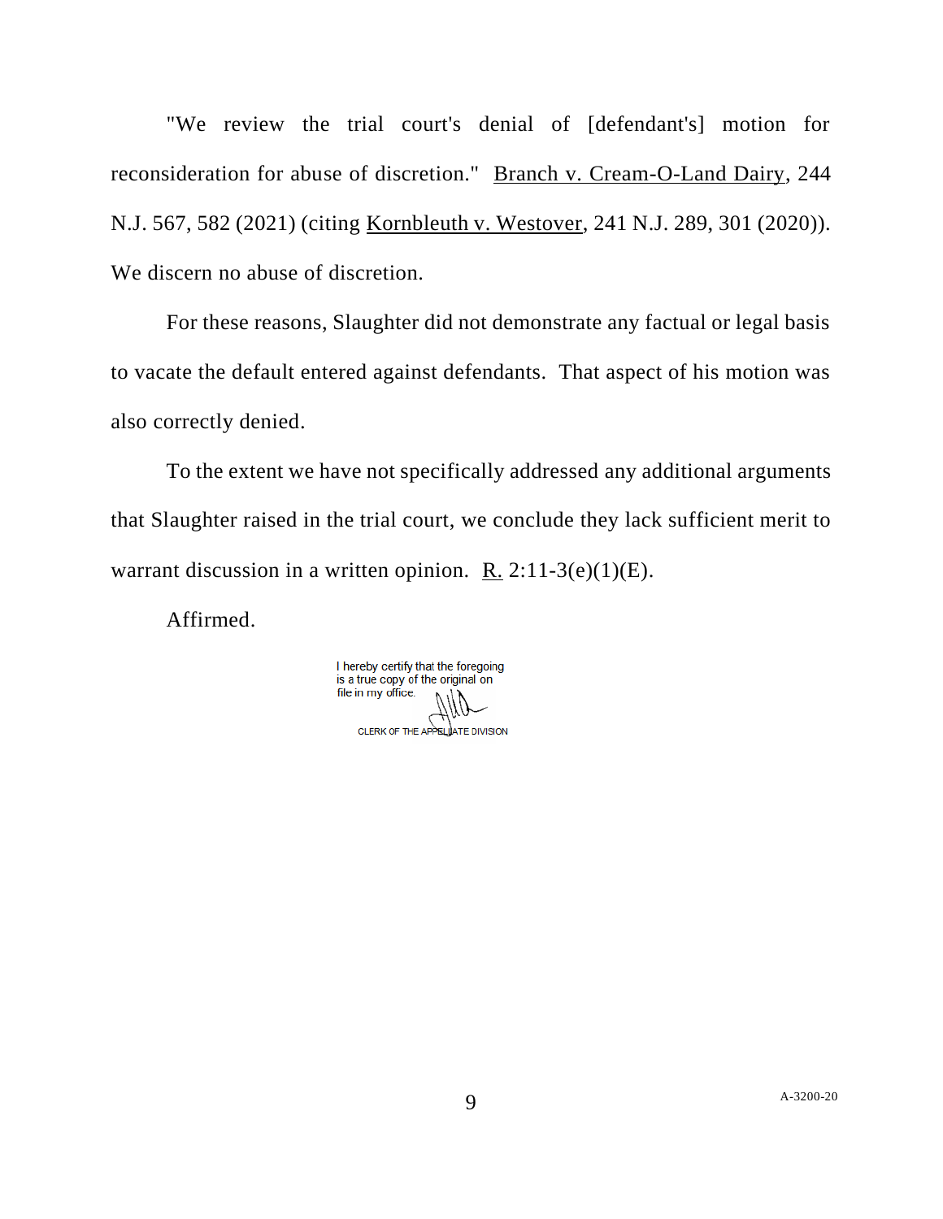"We review the trial court's denial of [defendant's] motion for reconsideration for abuse of discretion." Branch v. Cream-O-Land Dairy, 244 N.J. 567, 582 (2021) (citing Kornbleuth v. Westover, 241 N.J. 289, 301 (2020)). We discern no abuse of discretion.

For these reasons, Slaughter did not demonstrate any factual or legal basis to vacate the default entered against defendants. That aspect of his motion was also correctly denied.

To the extent we have not specifically addressed any additional arguments that Slaughter raised in the trial court, we conclude they lack sufficient merit to warrant discussion in a written opinion. R. 2:11-3(e)(1)(E).

Affirmed.

I hereby certify that the foregoing is a true copy of the original on file in my office.

CLERK OF THE APPELLATE DIVISION